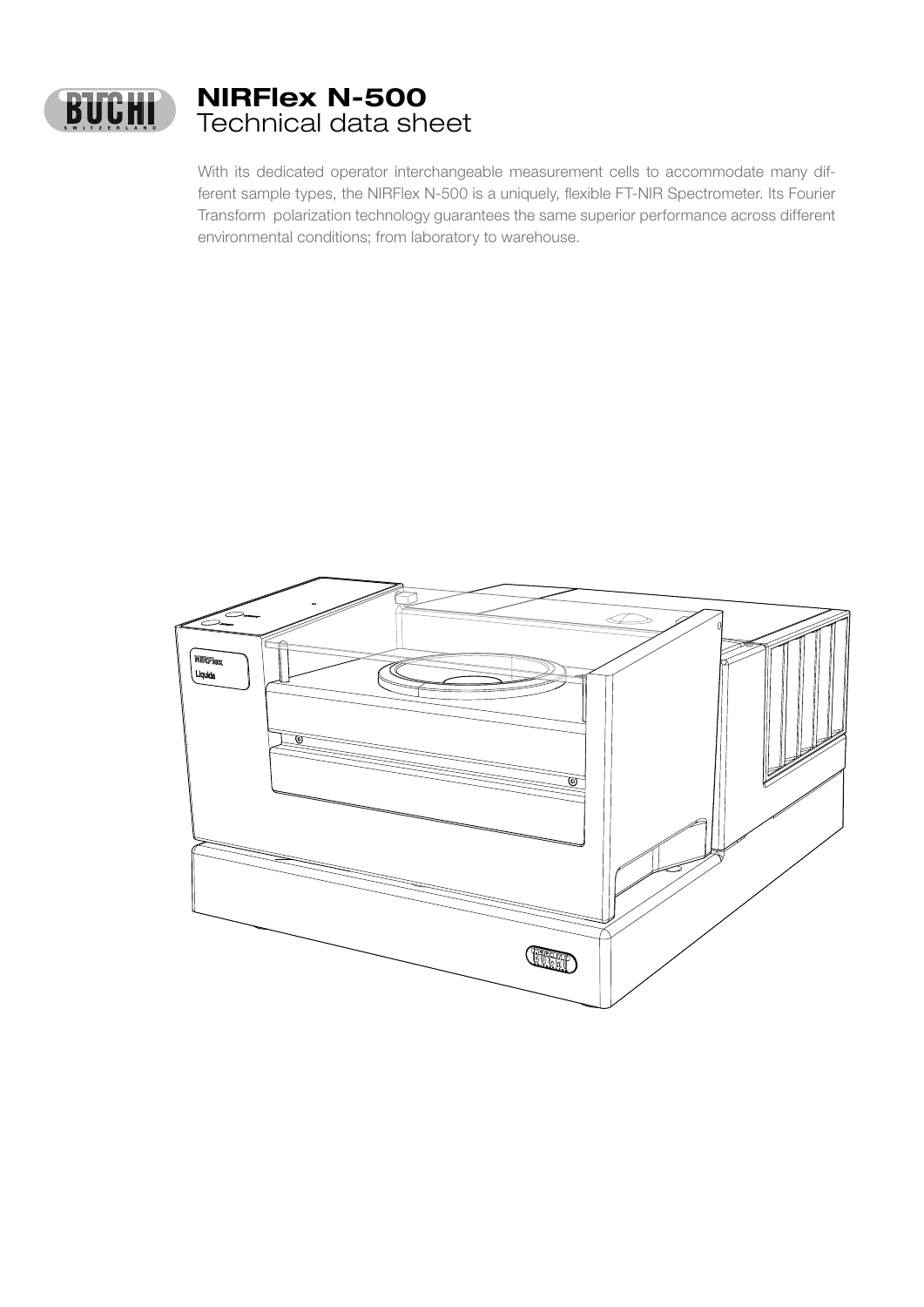# NIRFlex N-500
## Technical data sheet

With its dedicated operator interchangeable measurement cells to accommodate many different sample types, the NIRFlex N-500 is a uniquely, flexible FT-NIR Spectrometer. Its Fourier Transform polarization technology guarantees the same superior performance across different environmental conditions; from laboratory to warehouse.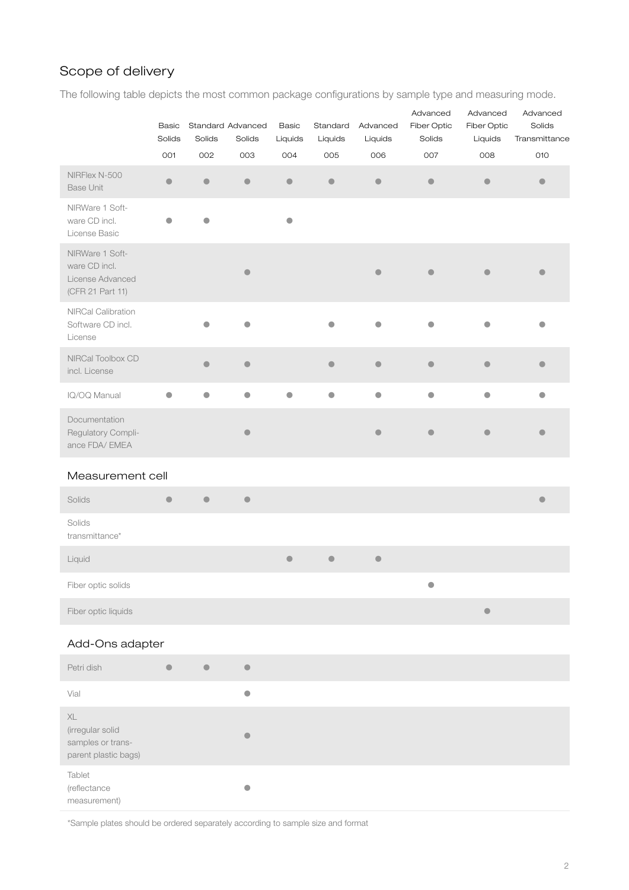## Scope of delivery

The following table depicts the most common package configurations by sample type and measuring mode.

| | Basic Solids 001 | Standard Solids 002 | Advanced Solids 003 | Basic Liquids 004 | Standard Liquids 005 | Advanced Liquids 006 | Advanced Fiber Optic Solids 007 | Advanced Fiber Optic Liquids 008 | Advanced Solids Transmittance 010 |
|---|---|---|---|---|---|---|---|---|---|
| NIRFlex N-500 Base Unit | ● | ● | ● | ● | ● | ● | ● | ● | ● |
| NIRWare 1 Software CD incl. License Basic | ● | ● | | ● | | | | | |
| NIRWare 1 Software CD incl. License Advanced (CFR 21 Part 11) | | | ● | | | ● | ● | ● | ● |
| NIRCal Calibration Software CD incl. License | | ● | ● | | ● | ● | ● | ● | ● |
| NIRCal Toolbox CD incl. License | | ● | ● | | ● | ● | ● | ● | ● |
| IQ/OQ Manual | ● | ● | ● | ● | ● | ● | ● | ● | ● |
| Documentation Regulatory Compliance FDA/ EMEA | | | ● | | | ● | ● | ● | ● |
| **Measurement cell** | | | | | | | | | |
| Solids | ● | ● | ● | | | | | | ● |
| Solids transmittance* | | | | | | | | | |
| Liquid | | | | ● | ● | ● | | | |
| Fiber optic solids | | | | | | | ● | | |
| Fiber optic liquids | | | | | | | | ● | |
| **Add-Ons adapter** | | | | | | | | | |
| Petri dish | ● | ● | ● | | | | | | |
| Vial | | | ● | | | | | | |
| XL (irregular solid samples or transparent plastic bags) | | | ● | | | | | | |
| Tablet (reflectance measurement) | | | ● | | | | | | |

*Sample plates should be ordered separately according to sample size and format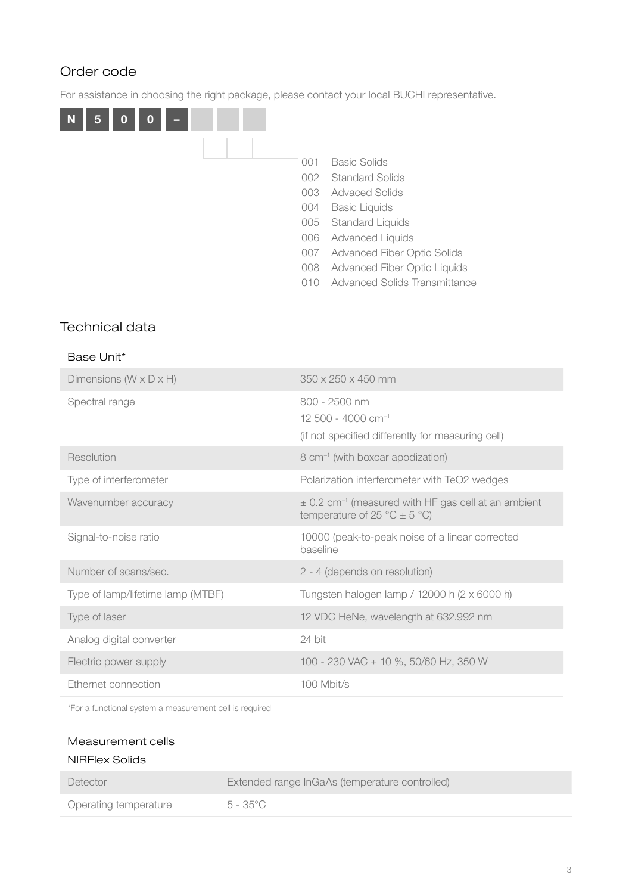## Order code

For assistance in choosing the right package, please contact your local BUCHI representative.

**N 5 0 0 –** _ _ _

| Code | Package |
| --- | --- |
| 001 | Basic Solids |
| 002 | Standard Solids |
| 003 | Advaced Solids |
| 004 | Basic Liquids |
| 005 | Standard Liquids |
| 006 | Advanced Liquids |
| 007 | Advanced Fiber Optic Solids |
| 008 | Advanced Fiber Optic Liquids |
| 010 | Advanced Solids Transmittance |

## Technical data

### Base Unit*

| | |
| --- | --- |
| Dimensions (W x D x H) | 350 x 250 x 450 mm |
| Spectral range | 800 - 2500 nm<br>12 500 - 4000 $cm^{-1}$<br>(if not specified differently for measuring cell) |
| Resolution | 8 $cm^{-1}$ (with boxcar apodization) |
| Type of interferometer | Polarization interferometer with $TeO_2$ wedges |
| Wavenumber accuracy | ± 0.2 $cm^{-1}$ (measured with HF gas cell at an ambient temperature of 25 °C ± 5 °C) |
| Signal-to-noise ratio | 10000 (peak-to-peak noise of a linear corrected baseline |
| Number of scans/sec. | 2 - 4 (depends on resolution) |
| Type of lamp/lifetime lamp (MTBF) | Tungsten halogen lamp / 12000 h (2 x 6000 h) |
| Type of laser | 12 VDC HeNe, wavelength at 632.992 nm |
| Analog digital converter | 24 bit |
| Electric power supply | 100 - 230 VAC ± 10 %, 50/60 Hz, 350 W |
| Ethernet connection | 100 Mbit/s |

*For a functional system a measurement cell is required

### Measurement cells

#### NIRFlex Solids

| | |
| --- | --- |
| Detector | Extended range InGaAs (temperature controlled) |
| Operating temperature | 5 - 35°C |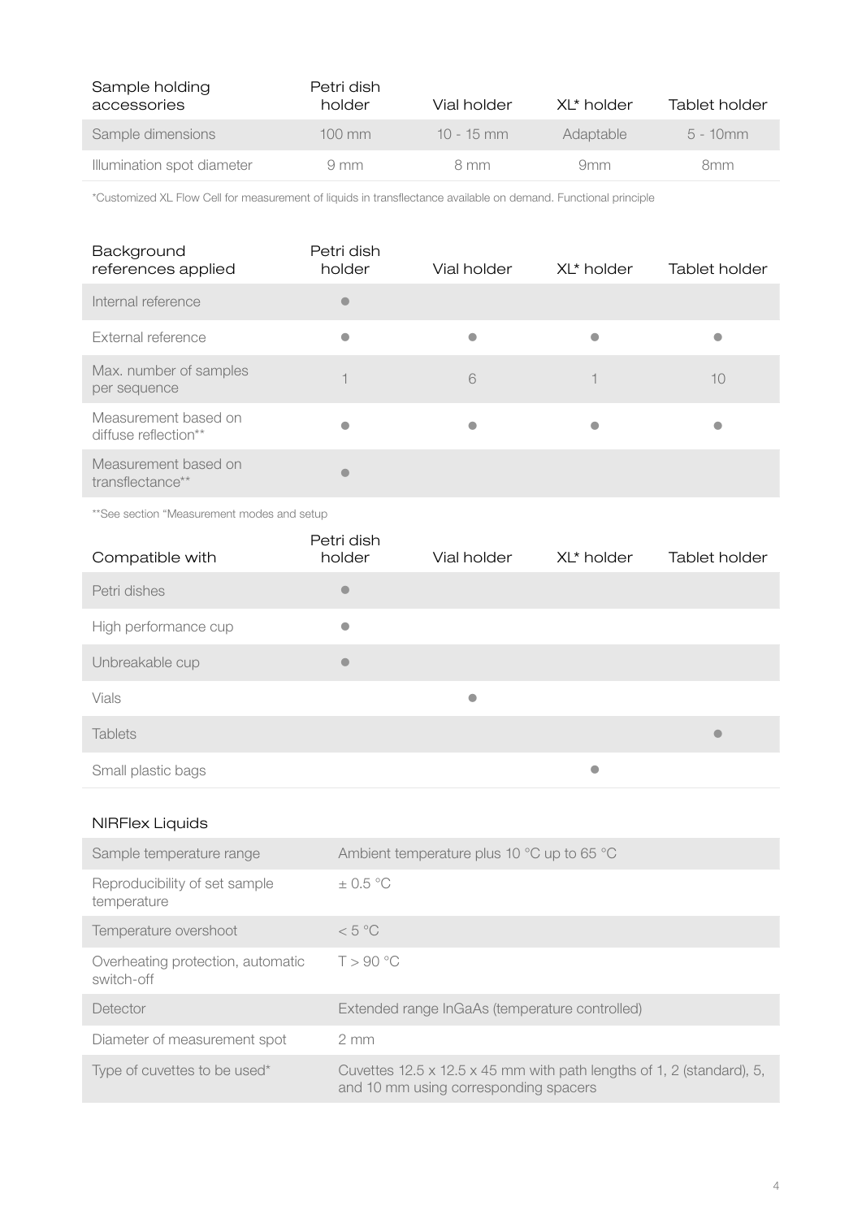| Sample holding accessories | Petri dish holder | Vial holder | XL* holder | Tablet holder |
|---|---|---|---|---|
| Sample dimensions | 100 mm | 10 - 15 mm | Adaptable | 5 - 10mm |
| Illumination spot diameter | 9 mm | 8 mm | 9mm | 8mm |

*Customized XL Flow Cell for measurement of liquids in transflectance available on demand. Functional principle

| Background references applied | Petri dish holder | Vial holder | XL* holder | Tablet holder |
|---|---|---|---|---|
| Internal reference | ● | | | |
| External reference | ● | ● | ● | ● |
| Max. number of samples per sequence | 1 | 6 | 1 | 10 |
| Measurement based on diffuse reflection** | ● | ● | ● | ● |
| Measurement based on transflectance** | ● | | | |

**See section "Measurement modes and setup

| Compatible with | Petri dish holder | Vial holder | XL* holder | Tablet holder |
|---|---|---|---|---|
| Petri dishes | ● | | | |
| High performance cup | ● | | | |
| Unbreakable cup | ● | | | |
| Vials | | ● | | |
| Tablets | | | | ● |
| Small plastic bags | | | ● | |

### NIRFlex Liquids

| | |
|---|---|
| Sample temperature range | Ambient temperature plus 10 °C up to 65 °C |
| Reproducibility of set sample temperature | ± 0.5 °C |
| Temperature overshoot | < 5 °C |
| Overheating protection, automatic switch-off | T > 90 °C |
| Detector | Extended range InGaAs (temperature controlled) |
| Diameter of measurement spot | 2 mm |
| Type of cuvettes to be used* | Cuvettes 12.5 x 12.5 x 45 mm with path lengths of 1, 2 (standard), 5, and 10 mm using corresponding spacers |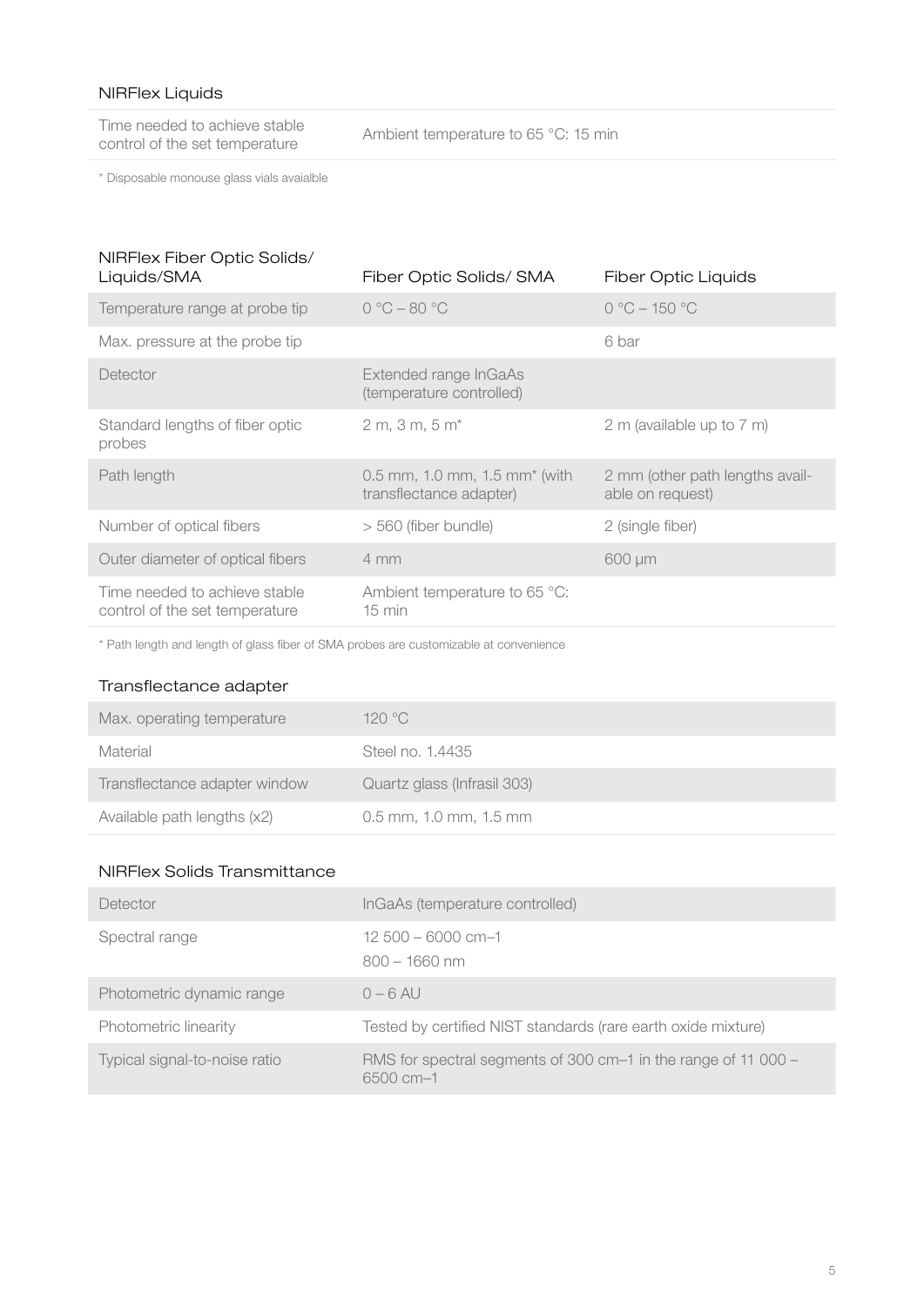### NIRFlex Liquids

| | |
|---|---|
| Time needed to achieve stable control of the set temperature | Ambient temperature to 65 °C: 15 min |

* Disposable monouse glass vials avaialble

### NIRFlex Fiber Optic Solids/ Liquids/SMA

| NIRFlex Fiber Optic Solids/ Liquids/SMA | Fiber Optic Solids/ SMA | Fiber Optic Liquids |
|---|---|---|
| Temperature range at probe tip | 0 °C – 80 °C | 0 °C – 150 °C |
| Max. pressure at the probe tip | | 6 bar |
| Detector | Extended range InGaAs (temperature controlled) | |
| Standard lengths of fiber optic probes | 2 m, 3 m, 5 m* | 2 m (available up to 7 m) |
| Path length | 0.5 mm, 1.0 mm, 1.5 mm* (with transflectance adapter) | 2 mm (other path lengths available on request) |
| Number of optical fibers | > 560 (fiber bundle) | 2 (single fiber) |
| Outer diameter of optical fibers | 4 mm | 600 µm |
| Time needed to achieve stable control of the set temperature | Ambient temperature to 65 °C: 15 min | |

* Path length and length of glass fiber of SMA probes are customizable at convenience

### Transflectance adapter

| | |
|---|---|
| Max. operating temperature | 120 °C |
| Material | Steel no. 1.4435 |
| Transflectance adapter window | Quartz glass (Infrasil 303) |
| Available path lengths (x2) | 0.5 mm, 1.0 mm, 1.5 mm |

### NIRFlex Solids Transmittance

| | |
|---|---|
| Detector | InGaAs (temperature controlled) |
| Spectral range | 12 500 – 6000 cm–1<br>800 – 1660 nm |
| Photometric dynamic range | 0 – 6 AU |
| Photometric linearity | Tested by certified NIST standards (rare earth oxide mixture) |
| Typical signal-to-noise ratio | RMS for spectral segments of 300 cm–1 in the range of 11 000 – 6500 cm–1 |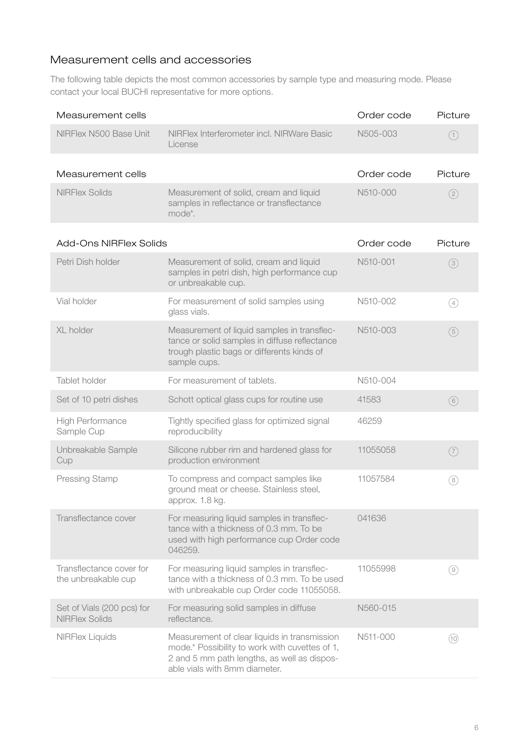## Measurement cells and accessories

The following table depicts the most common accessories by sample type and measuring mode. Please contact your local BUCHI representative for more options.

| Measurement cells | | Order code | Picture |
|---|---|---|---|
| NIRFlex N500 Base Unit | NIRFlex Interferometer incl. NIRWare Basic License | N505-003 | 1 |

| Measurement cells | | Order code | Picture |
|---|---|---|---|
| NIRFlex Solids | Measurement of solid, cream and liquid samples in reflectance or transflectance mode*. | N510-000 | 2 |

| Add-Ons NIRFlex Solids | | Order code | Picture |
|---|---|---|---|
| Petri Dish holder | Measurement of solid, cream and liquid samples in petri dish, high performance cup or unbreakable cup. | N510-001 | 3 |
| Vial holder | For measurement of solid samples using glass vials. | N510-002 | 4 |
| XL holder | Measurement of liquid samples in transflectance or solid samples in diffuse reflectance trough plastic bags or differents kinds of sample cups. | N510-003 | 5 |
| Tablet holder | For measurement of tablets. | N510-004 | |
| Set of 10 petri dishes | Schott optical glass cups for routine use | 41583 | 6 |
| High Performance Sample Cup | Tightly specified glass for optimized signal reproducibility | 46259 | |
| Unbreakable Sample Cup | Silicone rubber rim and hardened glass for production environment | 11055058 | 7 |
| Pressing Stamp | To compress and compact samples like ground meat or cheese. Stainless steel, approx. 1.8 kg. | 11057584 | 8 |
| Transflectance cover | For measuring liquid samples in transflectance with a thickness of 0.3 mm. To be used with high performance cup Order code 046259. | 041636 | |
| Transflectance cover for the unbreakable cup | For measuring liquid samples in transflectance with a thickness of 0.3 mm. To be used with unbreakable cup Order code 11055058. | 11055998 | 9 |
| Set of Vials (200 pcs) for NIRFlex Solids | For measuring solid samples in diffuse reflectance. | N560-015 | |
| NIRFlex Liquids | Measurement of clear liquids in transmission mode.* Possibility to work with cuvettes of 1, 2 and 5 mm path lengths, as well as disposable vials with 8mm diameter. | N511-000 | 10 |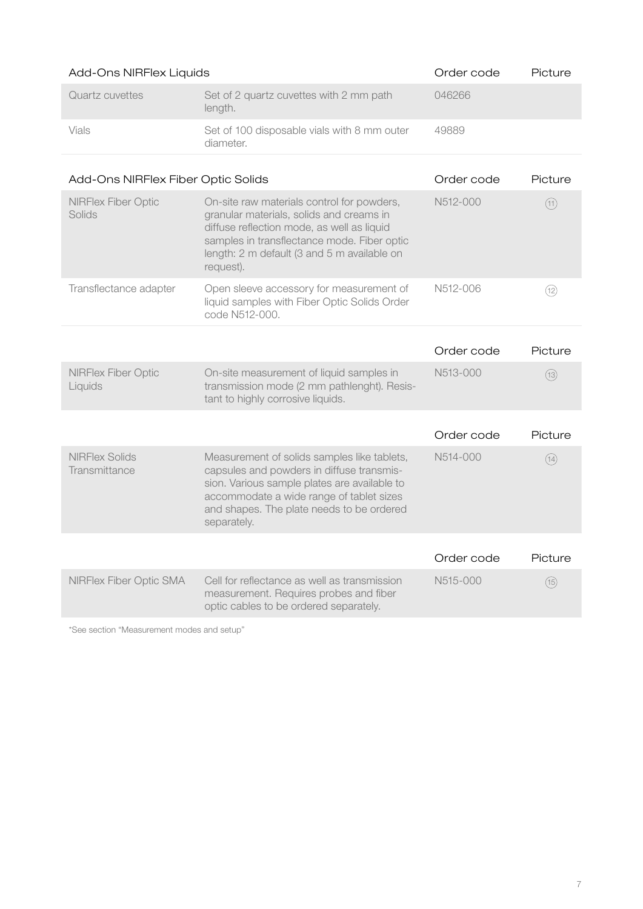| Add-Ons NIRFlex Liquids | | Order code | Picture |
|---|---|---|---|
| Quartz cuvettes | Set of 2 quartz cuvettes with 2 mm path length. | 046266 | |
| Vials | Set of 100 disposable vials with 8 mm outer diameter. | 49889 | |

| Add-Ons NIRFlex Fiber Optic Solids | | Order code | Picture |
|---|---|---|---|
| NIRFlex Fiber Optic Solids | On-site raw materials control for powders, granular materials, solids and creams in diffuse reflection mode, as well as liquid samples in transflectance mode. Fiber optic length: 2 m default (3 and 5 m available on request). | N512-000 | (11) |
| Transflectance adapter | Open sleeve accessory for measurement of liquid samples with Fiber Optic Solids Order code N512-000. | N512-006 | (12) |

| | | Order code | Picture |
|---|---|---|---|
| NIRFlex Fiber Optic Liquids | On-site measurement of liquid samples in transmission mode (2 mm pathlenght). Resistant to highly corrosive liquids. | N513-000 | (13) |

| | | Order code | Picture |
|---|---|---|---|
| NIRFlex Solids Transmittance | Measurement of solids samples like tablets, capsules and powders in diffuse transmission. Various sample plates are available to accommodate a wide range of tablet sizes and shapes. The plate needs to be ordered separately. | N514-000 | (14) |

| | | Order code | Picture |
|---|---|---|---|
| NIRFlex Fiber Optic SMA | Cell for reflectance as well as transmission measurement. Requires probes and fiber optic cables to be ordered separately. | N515-000 | (15) |

*See section "Measurement modes and setup"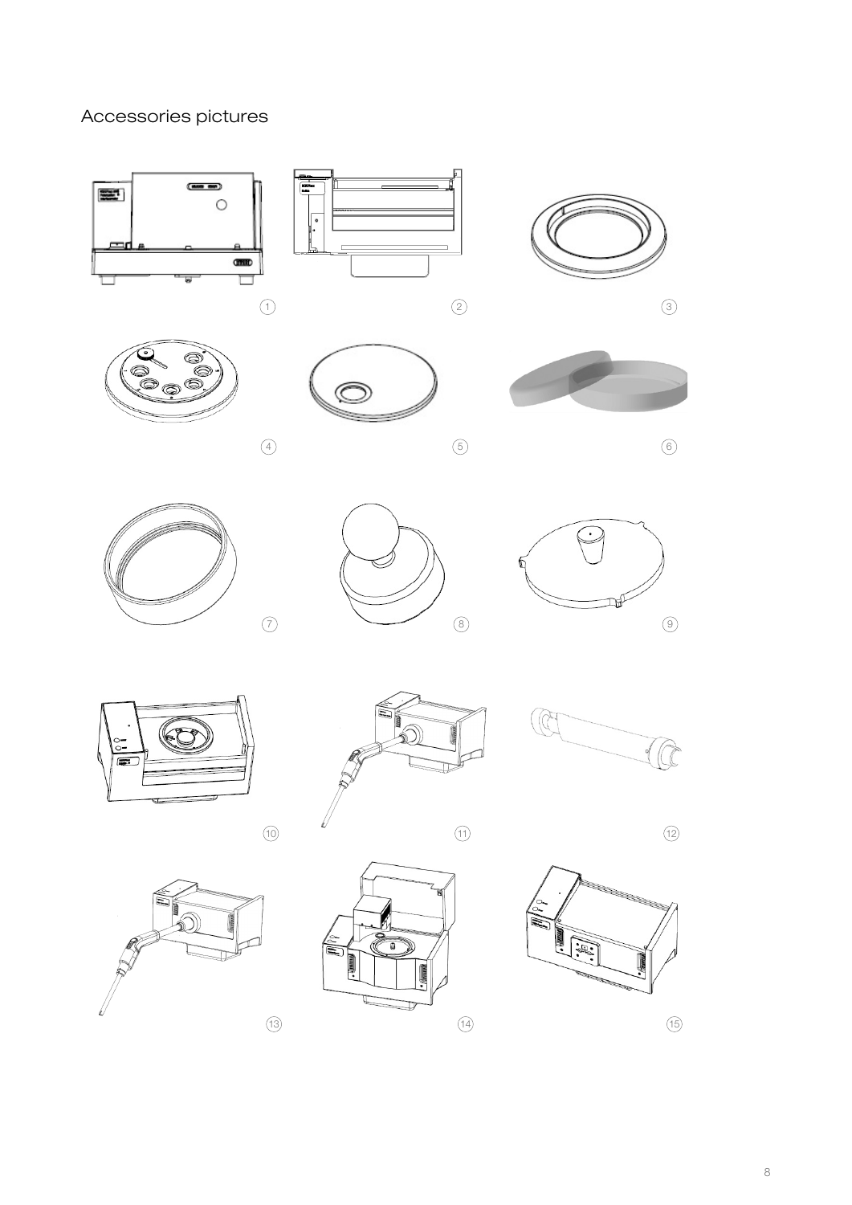# Accessories pictures

1

2

3

4

5

6

7

8

9

10

11

12

13

14

15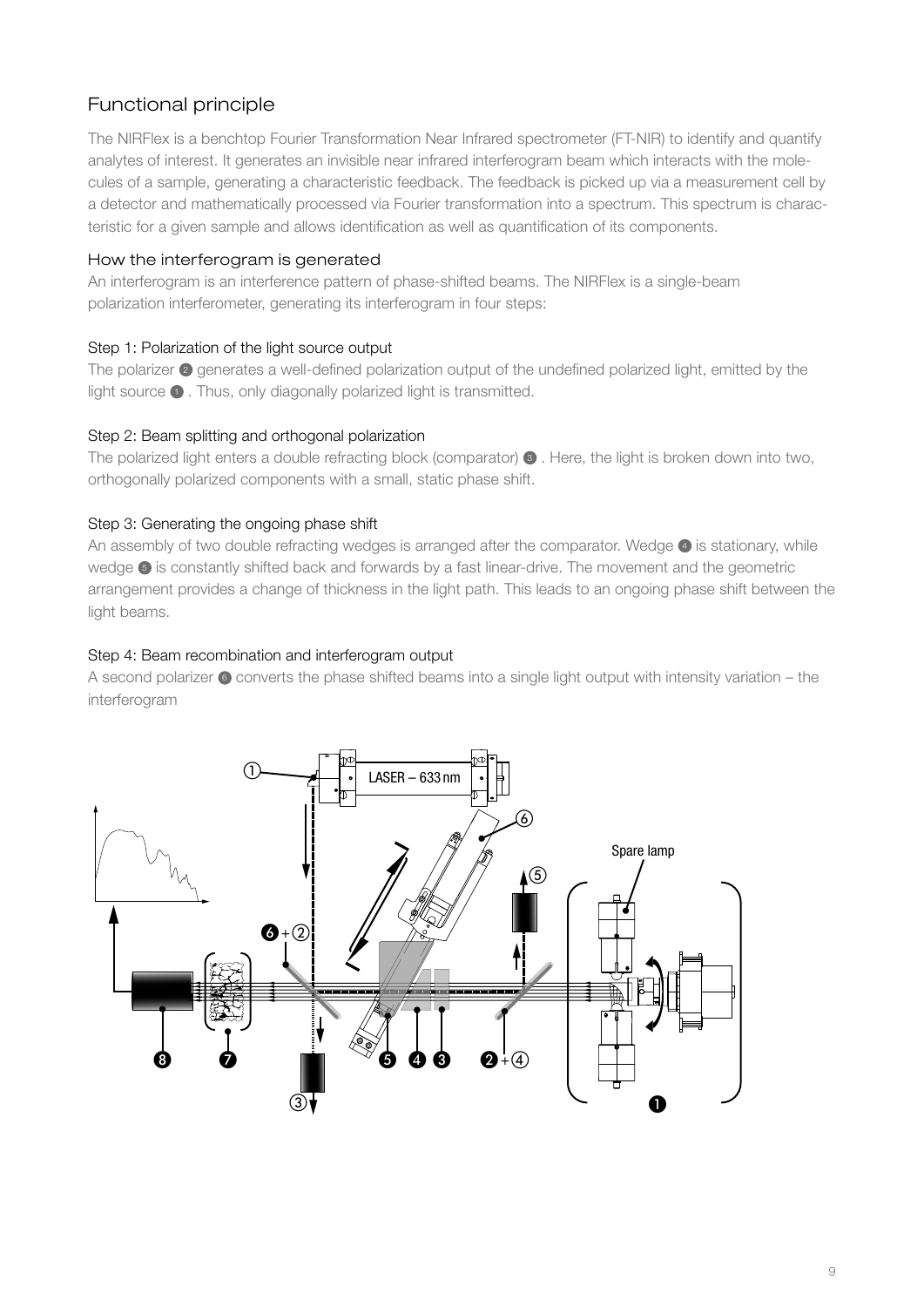## Functional principle

The NIRFlex is a benchtop Fourier Transformation Near Infrared spectrometer (FT-NIR) to identify and quantify analytes of interest. It generates an invisible near infrared interferogram beam which interacts with the molecules of a sample, generating a characteristic feedback. The feedback is picked up via a measurement cell by a detector and mathematically processed via Fourier transformation into a spectrum. This spectrum is characteristic for a given sample and allows identification as well as quantification of its components.

### How the interferogram is generated

An interferogram is an interference pattern of phase-shifted beams. The NIRFlex is a single-beam polarization interferometer, generating its interferogram in four steps:

#### Step 1: Polarization of the light source output

The polarizer ❷ generates a well-defined polarization output of the undefined polarized light, emitted by the light source ❶ . Thus, only diagonally polarized light is transmitted.

#### Step 2: Beam splitting and orthogonal polarization

The polarized light enters a double refracting block (comparator) ❸ . Here, the light is broken down into two, orthogonally polarized components with a small, static phase shift.

#### Step 3: Generating the ongoing phase shift

An assembly of two double refracting wedges is arranged after the comparator. Wedge ❹ is stationary, while wedge ❺ is constantly shifted back and forwards by a fast linear-drive. The movement and the geometric arrangement provides a change of thickness in the light path. This leads to an ongoing phase shift between the light beams.

#### Step 4: Beam recombination and interferogram output

A second polarizer ❻ converts the phase shifted beams into a single light output with intensity variation – the interferogram

①
LASER – 633 nm
⑥
Spare lamp
⑤
❻ + ②
❽ ❼ ❺ ❹ ❸ ❷ + ④
③
❶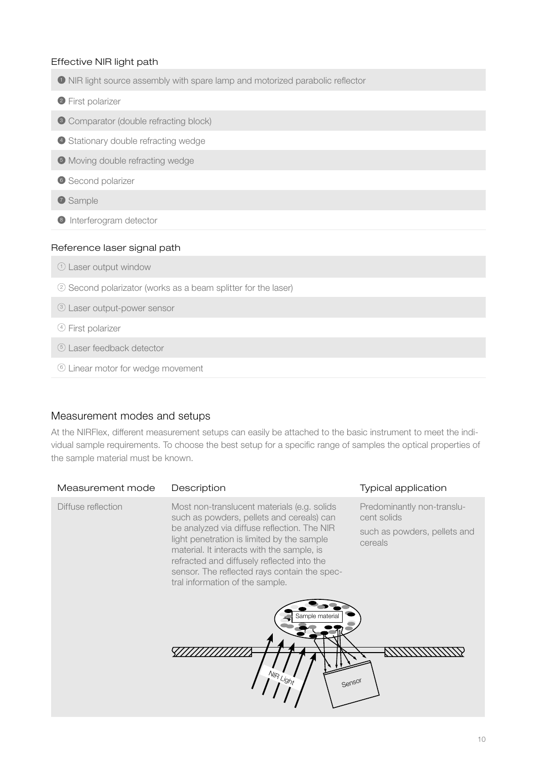### Effective NIR light path

1. NIR light source assembly with spare lamp and motorized parabolic reflector
2. First polarizer
3. Comparator (double refracting block)
4. Stationary double refracting wedge
5. Moving double refracting wedge
6. Second polarizer
7. Sample
8. Interferogram detector

### Reference laser signal path

① Laser output window

② Second polarizator (works as a beam splitter for the laser)

③ Laser output-power sensor

④ First polarizer

⑤ Laser feedback detector

⑥ Linear motor for wedge movement

## Measurement modes and setups

At the NIRFlex, different measurement setups can easily be attached to the basic instrument to meet the individual sample requirements. To choose the best setup for a specific range of samples the optical properties of the sample material must be known.

| Measurement mode | Description | Typical application |
|---|---|---|
| Diffuse reflection | Most non-translucent materials (e.g. solids such as powders, pellets and cereals) can be analyzed via diffuse reflection. The NIR light penetration is limited by the sample material. It interacts with the sample, is refracted and diffusely reflected into the sensor. The reflected rays contain the spectral information of the sample. | Predominantly non-translucent solids<br><br>such as powders, pellets and cereals |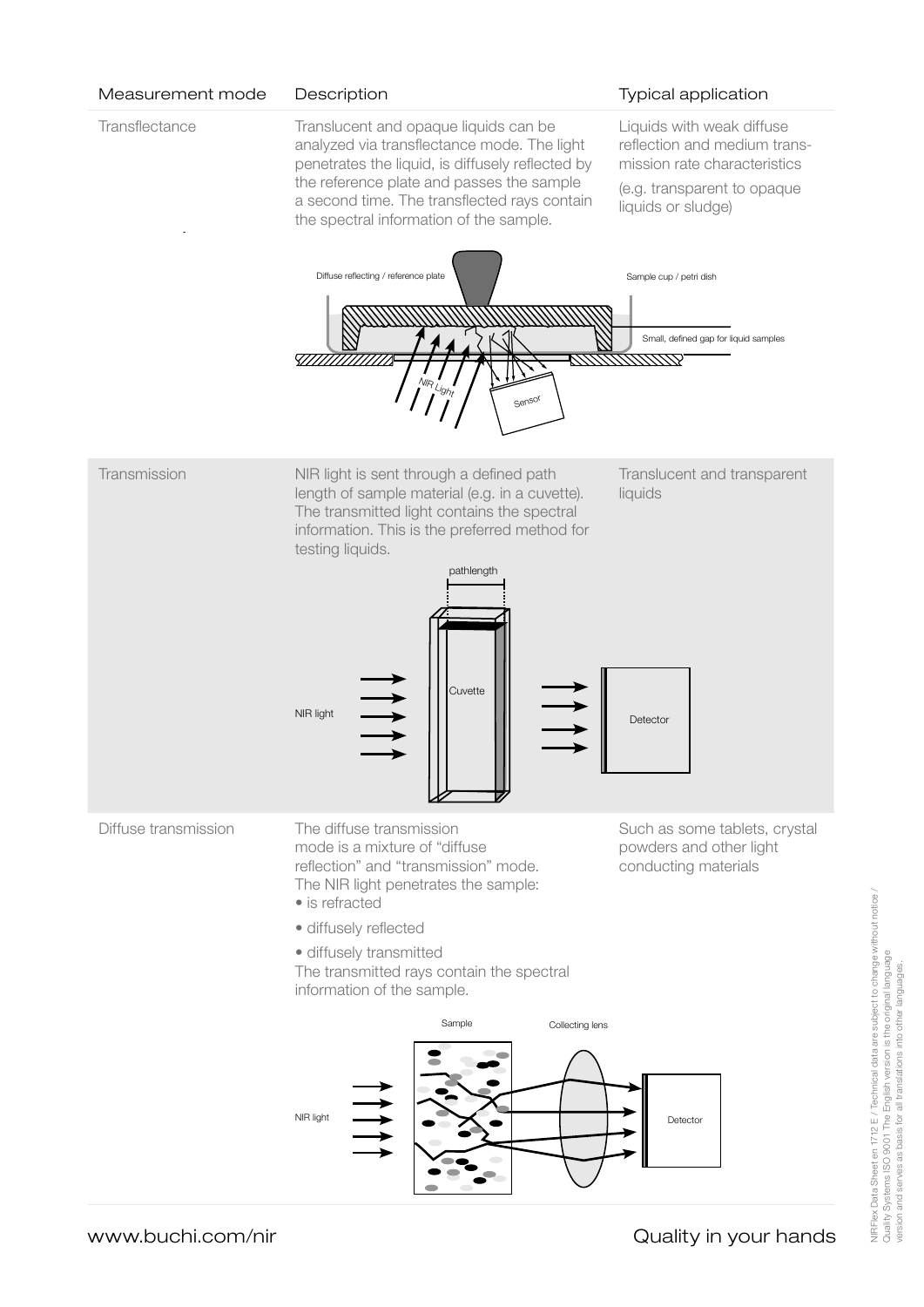| Measurement mode | Description | Typical application |
|---|---|---|
| Transflectance | Translucent and opaque liquids can be analyzed via transflectance mode. The light penetrates the liquid, is diffusely reflected by the reference plate and passes the sample a second time. The transflected rays contain the spectral information of the sample. | Liquids with weak diffuse reflection and medium transmission rate characteristics (e.g. transparent to opaque liquids or sludge) |

Diffuse reflecting / reference plate

Sample cup / petri dish

Small, defined gap for liquid samples

NIR Light

Sensor

| Measurement mode | Description | Typical application |
|---|---|---|
| Transmission | NIR light is sent through a defined path length of sample material (e.g. in a cuvette). The transmitted light contains the spectral information. This is the preferred method for testing liquids. | Translucent and transparent liquids |

pathlength

Cuvette

NIR light

Detector

| Measurement mode | Description | Typical application |
|---|---|---|
| Diffuse transmission | The diffuse transmission mode is a mixture of "diffuse reflection" and "transmission" mode. The NIR light penetrates the sample: • is refracted • diffusely reflected • diffusely transmitted The transmitted rays contain the spectral information of the sample. | Such as some tablets, crystal powders and other light conducting materials |

Sample

Collecting lens

NIR light

Detector

www.buchi.com/nir

Quality in your hands

NIRFlex Data Sheet en 1712 E / Technical data are subject to change without notice / Quality Systems ISO 9001 The English version is the original language version and serves as basis for all translations into other languages.